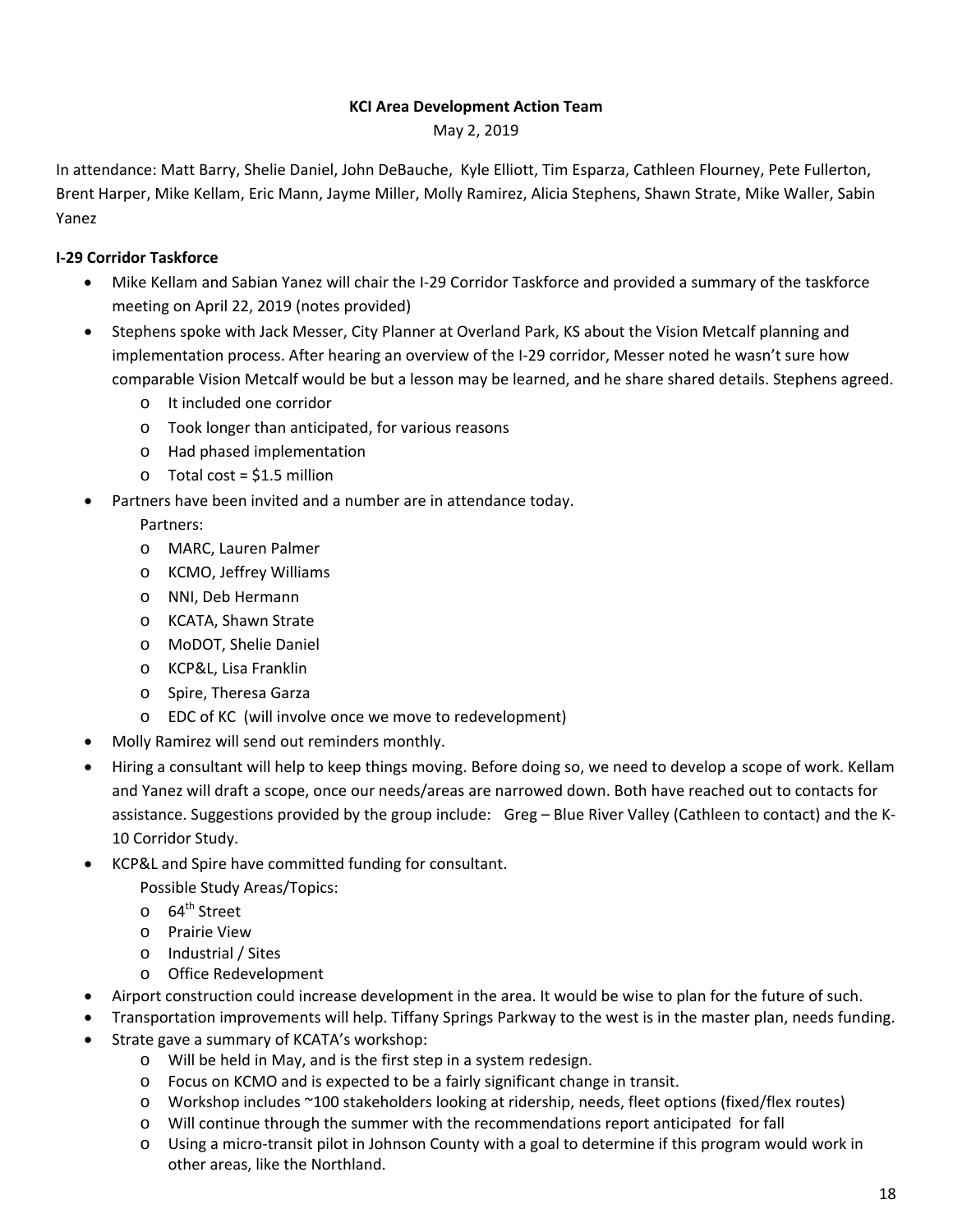**KCI Area Development Action Team**

May 2, 2019

In attendance: Matt Barry, Shelie Daniel, John DeBauche, Kyle Elliott, Tim Esparza, Cathleen Flourney, Pete Fullerton, Brent Harper, Mike Kellam, Eric Mann, Jayme Miller, Molly Ramirez, Alicia Stephens, Shawn Strate, Mike Waller, Sabin Yanez

**I-29 Corridor Taskforce**

- Mike Kellam and Sabian Yanez will chair the I-29 Corridor Taskforce and provided a summary of the taskforce meeting on April 22, 2019 (notes provided)
- Stephens spoke with Jack Messer, City Planner at Overland Park, KS about the Vision Metcalf planning and implementation process. After hearing an overview of the I-29 corridor, Messer noted he wasn't sure how comparable Vision Metcalf would be but a lesson may be learned, and he share shared details. Stephens agreed.
  - o It included one corridor
  - o Took longer than anticipated, for various reasons
  - o Had phased implementation
  - o Total cost = $1.5 million
- Partners have been invited and a number are in attendance today.
  
  Partners:
  - o MARC, Lauren Palmer
  - o KCMO, Jeffrey Williams
  - o NNI, Deb Hermann
  - o KCATA, Shawn Strate
  - o MoDOT, Shelie Daniel
  - o KCP&L, Lisa Franklin
  - o Spire, Theresa Garza
  - o EDC of KC (will involve once we move to redevelopment)
- Molly Ramirez will send out reminders monthly.
- Hiring a consultant will help to keep things moving. Before doing so, we need to develop a scope of work. Kellam and Yanez will draft a scope, once our needs/areas are narrowed down. Both have reached out to contacts for assistance. Suggestions provided by the group include: Greg – Blue River Valley (Cathleen to contact) and the K-10 Corridor Study.
- KCP&L and Spire have committed funding for consultant.
  
  Possible Study Areas/Topics:
  - o 64th Street
  - o Prairie View
  - o Industrial / Sites
  - o Office Redevelopment
- Airport construction could increase development in the area. It would be wise to plan for the future of such.
- Transportation improvements will help. Tiffany Springs Parkway to the west is in the master plan, needs funding.
- Strate gave a summary of KCATA's workshop:
  - o Will be held in May, and is the first step in a system redesign.
  - o Focus on KCMO and is expected to be a fairly significant change in transit.
  - o Workshop includes ~100 stakeholders looking at ridership, needs, fleet options (fixed/flex routes)
  - o Will continue through the summer with the recommendations report anticipated for fall
  - o Using a micro-transit pilot in Johnson County with a goal to determine if this program would work in other areas, like the Northland.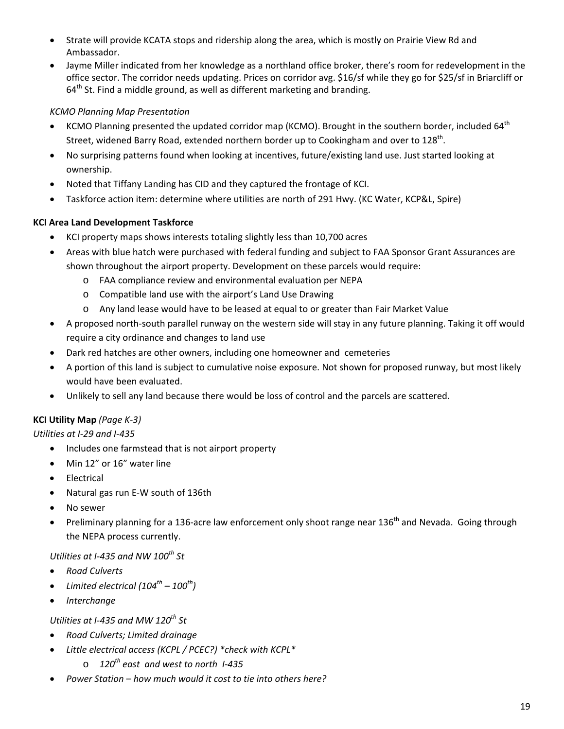- Strate will provide KCATA stops and ridership along the area, which is mostly on Prairie View Rd and Ambassador.
- Jayme Miller indicated from her knowledge as a northland office broker, there's room for redevelopment in the office sector. The corridor needs updating. Prices on corridor avg. $16/sf while they go for $25/sf in Briarcliff or 64th St. Find a middle ground, as well as different marketing and branding.

*KCMO Planning Map Presentation*

- KCMO Planning presented the updated corridor map (KCMO). Brought in the southern border, included 64th Street, widened Barry Road, extended northern border up to Cookingham and over to 128th.
- No surprising patterns found when looking at incentives, future/existing land use. Just started looking at ownership.
- Noted that Tiffany Landing has CID and they captured the frontage of KCI.
- Taskforce action item: determine where utilities are north of 291 Hwy. (KC Water, KCP&L, Spire)

**KCI Area Land Development Taskforce**

- KCI property maps shows interests totaling slightly less than 10,700 acres
- Areas with blue hatch were purchased with federal funding and subject to FAA Sponsor Grant Assurances are shown throughout the airport property. Development on these parcels would require:
  - FAA compliance review and environmental evaluation per NEPA
  - Compatible land use with the airport's Land Use Drawing
  - Any land lease would have to be leased at equal to or greater than Fair Market Value
- A proposed north-south parallel runway on the western side will stay in any future planning. Taking it off would require a city ordinance and changes to land use
- Dark red hatches are other owners, including one homeowner and cemeteries
- A portion of this land is subject to cumulative noise exposure. Not shown for proposed runway, but most likely would have been evaluated.
- Unlikely to sell any land because there would be loss of control and the parcels are scattered.

**KCI Utility Map** *(Page K-3)*
*Utilities at I-29 and I-435*

- Includes one farmstead that is not airport property
- Min 12" or 16" water line
- Electrical
- Natural gas run E-W south of 136th
- No sewer
- Preliminary planning for a 136-acre law enforcement only shoot range near 136th and Nevada. Going through the NEPA process currently.

*Utilities at I-435 and NW 100th St*

- *Road Culverts*
- *Limited electrical (104th – 100th)*
- *Interchange*

*Utilities at I-435 and MW 120th St*

- *Road Culverts; Limited drainage*
- *Little electrical access (KCPL / PCEC?) *check with KCPL**
  - *120th east and west to north I-435*
- *Power Station – how much would it cost to tie into others here?*